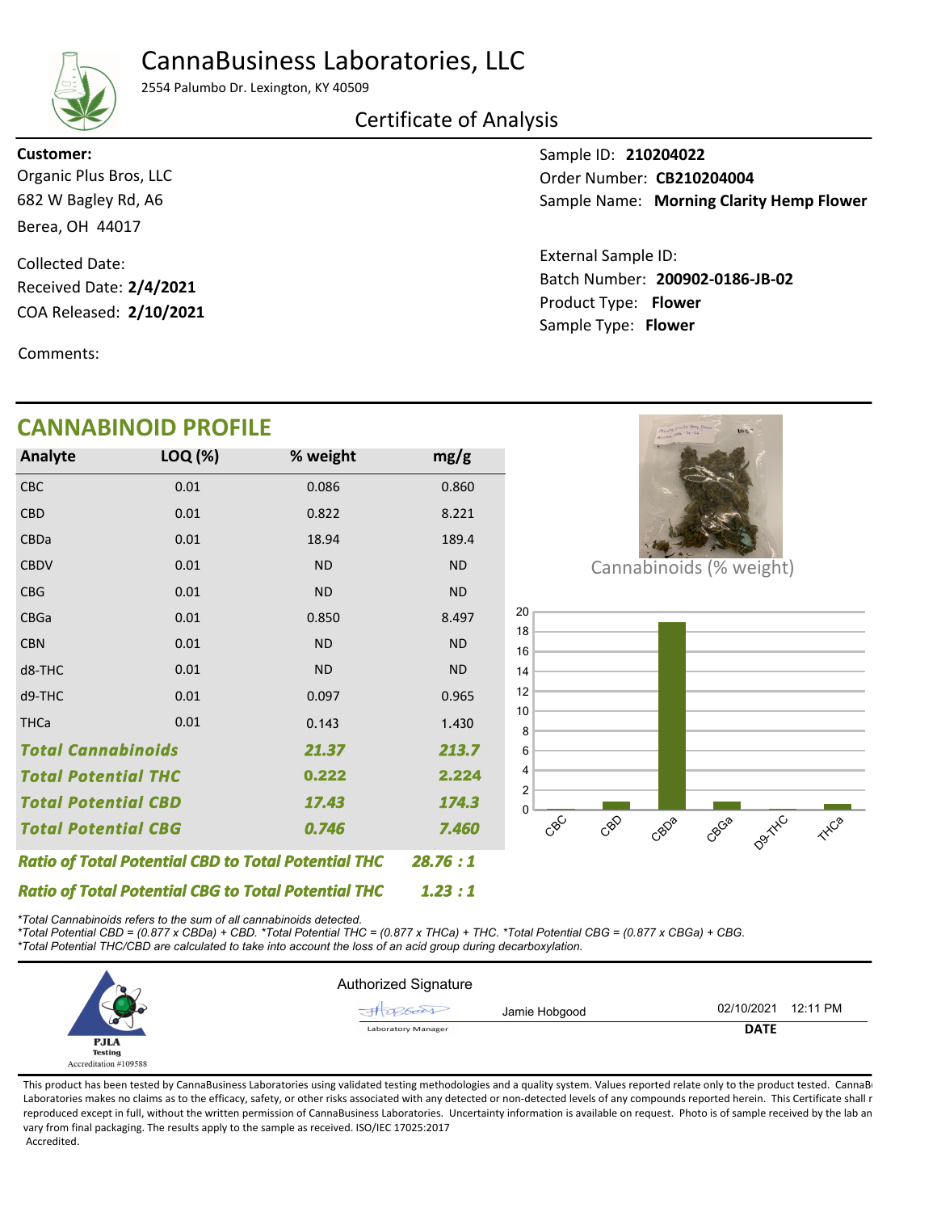# CannaBusiness Laboratories, LLC

2554 Palumbo Dr. Lexington, KY 40509

## Certificate of Analysis

**Customer:**
Organic Plus Bros, LLC
682 W Bagley Rd, A6
Berea, OH 44017

Collected Date:
Received Date: **2/4/2021**
COA Released: **2/10/2021**

Comments:

Sample ID: **210204022**
Order Number: **CB210204004**
Sample Name: **Morning Clarity Hemp Flower**

External Sample ID:
Batch Number: **200902-0186-JB-02**
Product Type: **Flower**
Sample Type: **Flower**

## CANNABINOID PROFILE

| Analyte | LOQ (%) | % weight | mg/g |
|---|---|---|---|
| CBC | 0.01 | 0.086 | 0.860 |
| CBD | 0.01 | 0.822 | 8.221 |
| CBDa | 0.01 | 18.94 | 189.4 |
| CBDV | 0.01 | ND | ND |
| CBG | 0.01 | ND | ND |
| CBGa | 0.01 | 0.850 | 8.497 |
| CBN | 0.01 | ND | ND |
| d8-THC | 0.01 | ND | ND |
| d9-THC | 0.01 | 0.097 | 0.965 |
| THCa | 0.01 | 0.143 | 1.430 |
| ***Total Cannabinoids*** | | ***21.37*** | ***213.7*** |
| ***Total Potential THC*** | | ***0.222*** | ***2.224*** |
| ***Total Potential CBD*** | | ***17.43*** | ***174.3*** |
| ***Total Potential CBG*** | | ***0.746*** | ***7.460*** |

***Ratio of Total Potential CBD to Total Potential THC*** ***28.76 : 1***

***Ratio of Total Potential CBG to Total Potential THC*** ***1.23 : 1***

Cannabinoids (% weight)

*\*Total Cannabinoids refers to the sum of all cannabinoids detected.*
*\*Total Potential CBD = (0.877 x CBDa) + CBD. \*Total Potential THC = (0.877 x THCa) + THC. \*Total Potential CBG = (0.877 x CBGa) + CBG.*
*\*Total Potential THC/CBD are calculated to take into account the loss of an acid group during decarboxylation.*

PJLA Testing
Accreditation #109588

Authorized Signature

Jamie Hobgood — Laboratory Manager

02/10/2021 12:11 PM
**DATE**

This product has been tested by CannaBusiness Laboratories using validated testing methodologies and a quality system. Values reported relate only to the product tested. CannaBusiness Laboratories makes no claims as to the efficacy, safety, or other risks associated with any detected or non-detected levels of any compounds reported herein. This Certificate shall not be reproduced except in full, without the written permission of CannaBusiness Laboratories. Uncertainty information is available on request. Photo is of sample received by the lab and may vary from final packaging. The results apply to the sample as received. ISO/IEC 17025:2017 Accredited.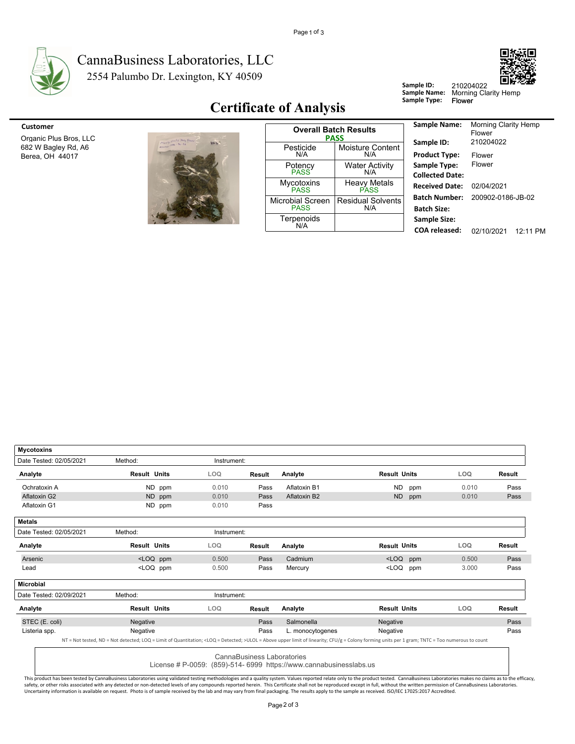# CannaBusiness Laboratories, LLC

2554 Palumbo Dr. Lexington, KY 40509

**Sample ID:** 210204022
**Sample Name:** Morning Clarity Hemp
**Sample Type:** Flower

## Certificate of Analysis

**Customer**

Organic Plus Bros, LLC
682 W Bagley Rd, A6
Berea, OH 44017

| Overall Batch Results PASS | |
|---|---|
| Pesticide N/A | Moisture Content N/A |
| Potency PASS | Water Activity N/A |
| Mycotoxins PASS | Heavy Metals PASS |
| Microbial Screen PASS | Residual Solvents N/A |
| Terpenoids N/A | |

| | |
|---|---|
| **Sample Name:** | Morning Clarity Hemp Flower |
| **Sample ID:** | 210204022 |
| **Product Type:** | Flower |
| **Sample Type:** | Flower |
| **Collected Date:** | |
| **Received Date:** | 02/04/2021 |
| **Batch Number:** | 200902-0186-JB-02 |
| **Batch Size:** | |
| **Sample Size:** | |
| **COA released:** | 02/10/2021 12:11 PM |

### Mycotoxins

Date Tested: 02/05/2021 Method: Instrument:

| Analyte | Result | Units | LOQ | Result | Analyte | Result | Units | LOQ | Result |
|---|---|---|---|---|---|---|---|---|---|
| Ochratoxin A | ND | ppm | 0.010 | Pass | Aflatoxin B1 | ND | ppm | 0.010 | Pass |
| Aflatoxin G2 | ND | ppm | 0.010 | Pass | Aflatoxin B2 | ND | ppm | 0.010 | Pass |
| Aflatoxin G1 | ND | ppm | 0.010 | Pass | | | | | |

### Metals

Date Tested: 02/05/2021 Method: Instrument:

| Analyte | Result | Units | LOQ | Result | Analyte | Result | Units | LOQ | Result |
|---|---|---|---|---|---|---|---|---|---|
| Arsenic | <LOQ | ppm | 0.500 | Pass | Cadmium | <LOQ | ppm | 0.500 | Pass |
| Lead | <LOQ | ppm | 0.500 | Pass | Mercury | <LOQ | ppm | 3.000 | Pass |

### Microbial

Date Tested: 02/09/2021 Method: Instrument:

| Analyte | Result | Units | LOQ | Result | Analyte | Result | Units | LOQ | Result |
|---|---|---|---|---|---|---|---|---|---|
| STEC (E. coli) | Negative | | | Pass | Salmonella | Negative | | | Pass |
| Listeria spp. | Negative | | | Pass | L. monocytogenes | Negative | | | Pass |

NT = Not tested, ND = Not detected; LOQ = Limit of Quantitation; <LOQ = Detected; >ULOL = Above upper limit of linearity; CFU/g = Colony forming units per 1 gram; TNTC = Too numerous to count

CannaBusiness Laboratories
License # P-0059: (859)-514- 6999 https://www.cannabusinesslabs.us

This product has been tested by CannaBusiness Laboratories using validated testing methodologies and a quality system. Values reported relate only to the product tested. CannaBusiness Laboratories makes no claims as to the efficacy, safety, or other risks associated with any detected or non-detected levels of any compounds reported herein. This Certificate shall not be reproduced except in full, without the written permission of CannaBusiness Laboratories. Uncertainty information is available on request. Photo is of sample received by the lab and may vary from final packaging. The results apply to the sample as received. ISO/IEC 17025:2017 Accredited.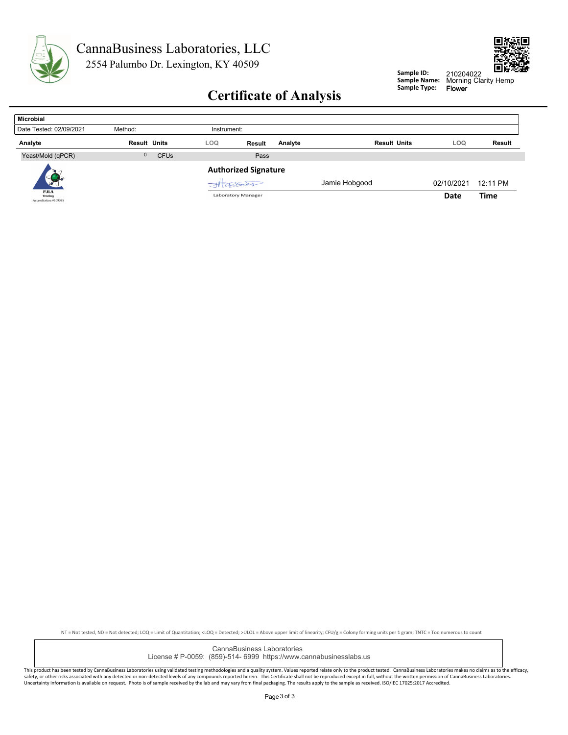# CannaBusiness Laboratories, LLC

2554 Palumbo Dr. Lexington, KY 40509

**Sample ID:** 210204022
**Sample Name:** Morning Clarity Hemp
**Sample Type:** Flower

## Certificate of Analysis

**Microbial**

Date Tested: 02/09/2021 Method: Instrument:

| Analyte | Result | Units | LOQ | Result | Analyte | Result | Units | LOQ | Result |
|---|---|---|---|---|---|---|---|---|---|
| Yeast/Mold (qPCR) | 0 | CFUs | | Pass | | | | | |

PJLA Testing
Accreditation #109588

**Authorized Signature**

Jamie Hobgood
Laboratory Manager

| Date | Time |
|---|---|
| 02/10/2021 | 12:11 PM |

NT = Not tested, ND = Not detected; LOQ = Limit of Quantitation; <LOQ = Detected; >ULOL = Above upper limit of linearity; CFU/g = Colony forming units per 1 gram; TNTC = Too numerous to count

CannaBusiness Laboratories
License # P-0059: (859)-514- 6999 https://www.cannabusinesslabs.us

This product has been tested by CannaBusiness Laboratories using validated testing methodologies and a quality system. Values reported relate only to the product tested. CannaBusiness Laboratories makes no claims as to the efficacy, safety, or other risks associated with any detected or non-detected levels of any compounds reported herein. This Certificate shall not be reproduced except in full, without the written permission of CannaBusiness Laboratories. Uncertainty information is available on request. Photo is of sample received by the lab and may vary from final packaging. The results apply to the sample as received. ISO/IEC 17025:2017 Accredited.